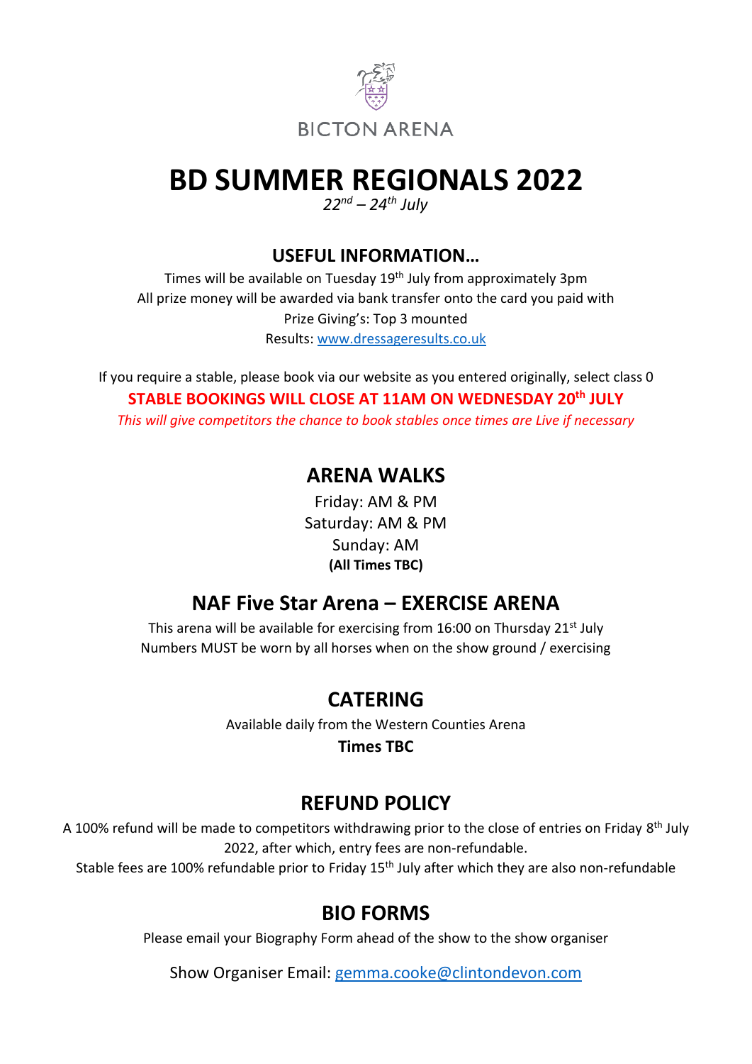BICTON ARENA

# BD SUMMER REGIONALS 2022

*22nd – 24th July*

## USEFUL INFORMATION…

Times will be available on Tuesday 19th July from approximately 3pm

All prize money will be awarded via bank transfer onto the card you paid with

Prize Giving's: Top 3 mounted

Results: www.dressageresults.co.uk

If you require a stable, please book via our website as you entered originally, select class 0

**STABLE BOOKINGS WILL CLOSE AT 11AM ON WEDNESDAY 20th JULY**

*This will give competitors the chance to book stables once times are Live if necessary*

## ARENA WALKS

Friday: AM & PM

Saturday: AM & PM

Sunday: AM

**(All Times TBC)**

## NAF Five Star Arena – EXERCISE ARENA

This arena will be available for exercising from 16:00 on Thursday 21st July

Numbers MUST be worn by all horses when on the show ground / exercising

## CATERING

Available daily from the Western Counties Arena

**Times TBC**

## REFUND POLICY

A 100% refund will be made to competitors withdrawing prior to the close of entries on Friday 8th July 2022, after which, entry fees are non-refundable.

Stable fees are 100% refundable prior to Friday 15th July after which they are also non-refundable

## BIO FORMS

Please email your Biography Form ahead of the show to the show organiser

Show Organiser Email: gemma.cooke@clintondevon.com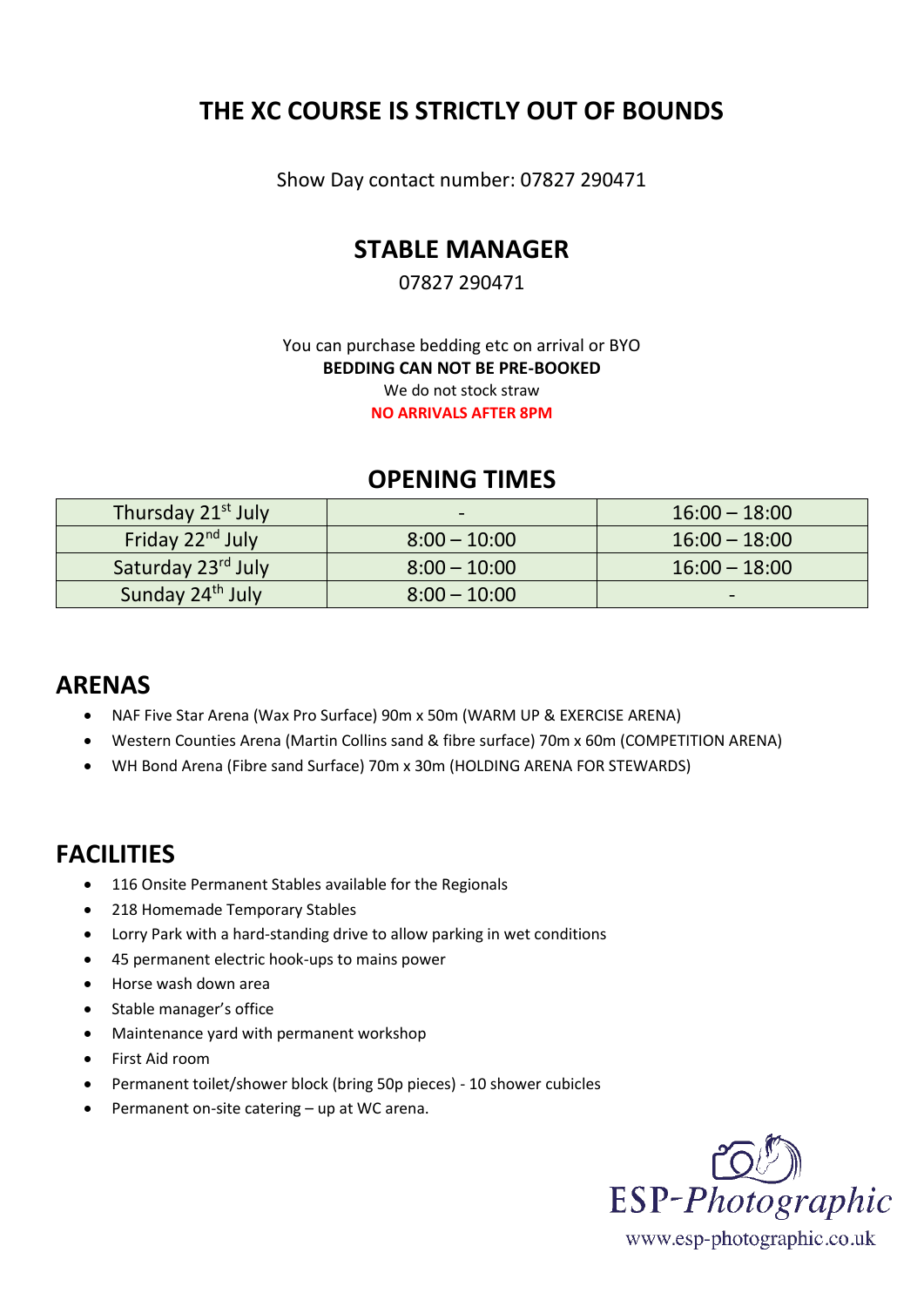## THE XC COURSE IS STRICTLY OUT OF BOUNDS

Show Day contact number: 07827 290471

## STABLE MANAGER

07827 290471

You can purchase bedding etc on arrival or BYO

**BEDDING CAN NOT BE PRE-BOOKED**

We do not stock straw

**NO ARRIVALS AFTER 8PM**

## OPENING TIMES

| | | |
|---|---|---|
| Thursday 21st July | - | 16:00 – 18:00 |
| Friday 22nd July | 8:00 – 10:00 | 16:00 – 18:00 |
| Saturday 23rd July | 8:00 – 10:00 | 16:00 – 18:00 |
| Sunday 24th July | 8:00 – 10:00 | - |

## ARENAS

- NAF Five Star Arena (Wax Pro Surface) 90m x 50m (WARM UP & EXERCISE ARENA)
- Western Counties Arena (Martin Collins sand & fibre surface) 70m x 60m (COMPETITION ARENA)
- WH Bond Arena (Fibre sand Surface) 70m x 30m (HOLDING ARENA FOR STEWARDS)

## FACILITIES

- 116 Onsite Permanent Stables available for the Regionals
- 218 Homemade Temporary Stables
- Lorry Park with a hard-standing drive to allow parking in wet conditions
- 45 permanent electric hook-ups to mains power
- Horse wash down area
- Stable manager's office
- Maintenance yard with permanent workshop
- First Aid room
- Permanent toilet/shower block (bring 50p pieces) - 10 shower cubicles
- Permanent on-site catering – up at WC arena.

ESP-*Photographic*
www.esp-photographic.co.uk